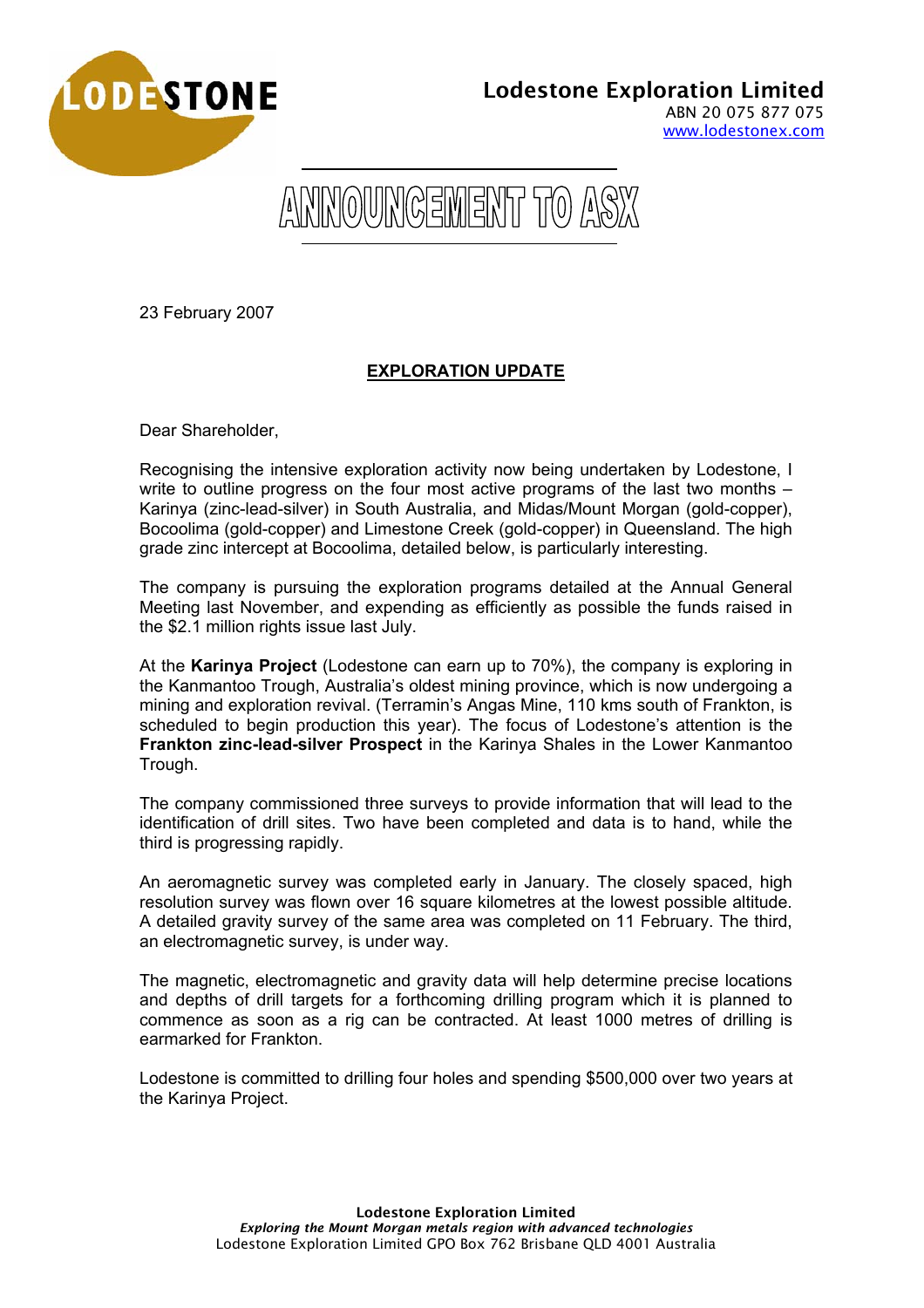**Lodestone Exploration Limited**
ABN 20 075 877 075
www.lodestonex.com

# ANNOUNCEMENT TO ASX

23 February 2007

## EXPLORATION UPDATE

Dear Shareholder,

Recognising the intensive exploration activity now being undertaken by Lodestone, I write to outline progress on the four most active programs of the last two months – Karinya (zinc-lead-silver) in South Australia, and Midas/Mount Morgan (gold-copper), Bocoolima (gold-copper) and Limestone Creek (gold-copper) in Queensland. The high grade zinc intercept at Bocoolima, detailed below, is particularly interesting.

The company is pursuing the exploration programs detailed at the Annual General Meeting last November, and expending as efficiently as possible the funds raised in the $2.1 million rights issue last July.

At the **Karinya Project** (Lodestone can earn up to 70%), the company is exploring in the Kanmantoo Trough, Australia's oldest mining province, which is now undergoing a mining and exploration revival. (Terramin's Angas Mine, 110 kms south of Frankton, is scheduled to begin production this year). The focus of Lodestone's attention is the **Frankton zinc-lead-silver Prospect** in the Karinya Shales in the Lower Kanmantoo Trough.

The company commissioned three surveys to provide information that will lead to the identification of drill sites. Two have been completed and data is to hand, while the third is progressing rapidly.

An aeromagnetic survey was completed early in January. The closely spaced, high resolution survey was flown over 16 square kilometres at the lowest possible altitude. A detailed gravity survey of the same area was completed on 11 February. The third, an electromagnetic survey, is under way.

The magnetic, electromagnetic and gravity data will help determine precise locations and depths of drill targets for a forthcoming drilling program which it is planned to commence as soon as a rig can be contracted. At least 1000 metres of drilling is earmarked for Frankton.

Lodestone is committed to drilling four holes and spending $500,000 over two years at the Karinya Project.

**Lodestone Exploration Limited**
*Exploring the Mount Morgan metals region with advanced technologies*
Lodestone Exploration Limited GPO Box 762 Brisbane QLD 4001 Australia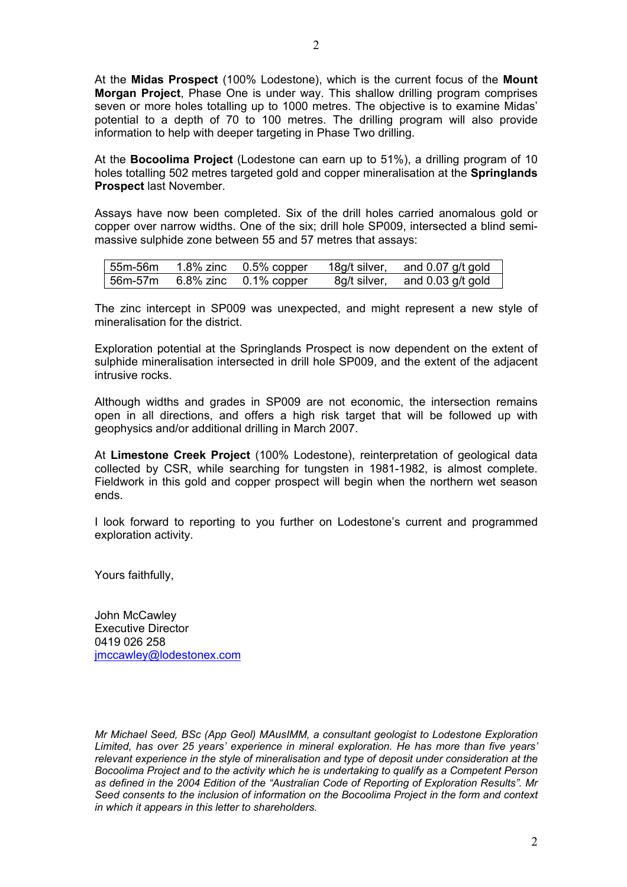At the **Midas Prospect** (100% Lodestone), which is the current focus of the **Mount Morgan Project**, Phase One is under way. This shallow drilling program comprises seven or more holes totalling up to 1000 metres. The objective is to examine Midas' potential to a depth of 70 to 100 metres. The drilling program will also provide information to help with deeper targeting in Phase Two drilling.

At the **Bocoolima Project** (Lodestone can earn up to 51%), a drilling program of 10 holes totalling 502 metres targeted gold and copper mineralisation at the **Springlands Prospect** last November.

Assays have now been completed. Six of the drill holes carried anomalous gold or copper over narrow widths. One of the six; drill hole SP009, intersected a blind semi-massive sulphide zone between 55 and 57 metres that assays:

| | | | | |
|---|---|---|---|---|
| 55m-56m | 1.8% zinc | 0.5% copper | 18g/t silver, | and 0.07 g/t gold |
| 56m-57m | 6.8% zinc | 0.1% copper | 8g/t silver, | and 0.03 g/t gold |

The zinc intercept in SP009 was unexpected, and might represent a new style of mineralisation for the district.

Exploration potential at the Springlands Prospect is now dependent on the extent of sulphide mineralisation intersected in drill hole SP009, and the extent of the adjacent intrusive rocks.

Although widths and grades in SP009 are not economic, the intersection remains open in all directions, and offers a high risk target that will be followed up with geophysics and/or additional drilling in March 2007.

At **Limestone Creek Project** (100% Lodestone), reinterpretation of geological data collected by CSR, while searching for tungsten in 1981-1982, is almost complete. Fieldwork in this gold and copper prospect will begin when the northern wet season ends.

I look forward to reporting to you further on Lodestone's current and programmed exploration activity.

Yours faithfully,

John McCawley
Executive Director
0419 026 258
jmccawley@lodestonex.com

*Mr Michael Seed, BSc (App Geol) MAusIMM, a consultant geologist to Lodestone Exploration Limited, has over 25 years' experience in mineral exploration. He has more than five years' relevant experience in the style of mineralisation and type of deposit under consideration at the Bocoolima Project and to the activity which he is undertaking to qualify as a Competent Person as defined in the 2004 Edition of the "Australian Code of Reporting of Exploration Results". Mr Seed consents to the inclusion of information on the Bocoolima Project in the form and context in which it appears in this letter to shareholders.*